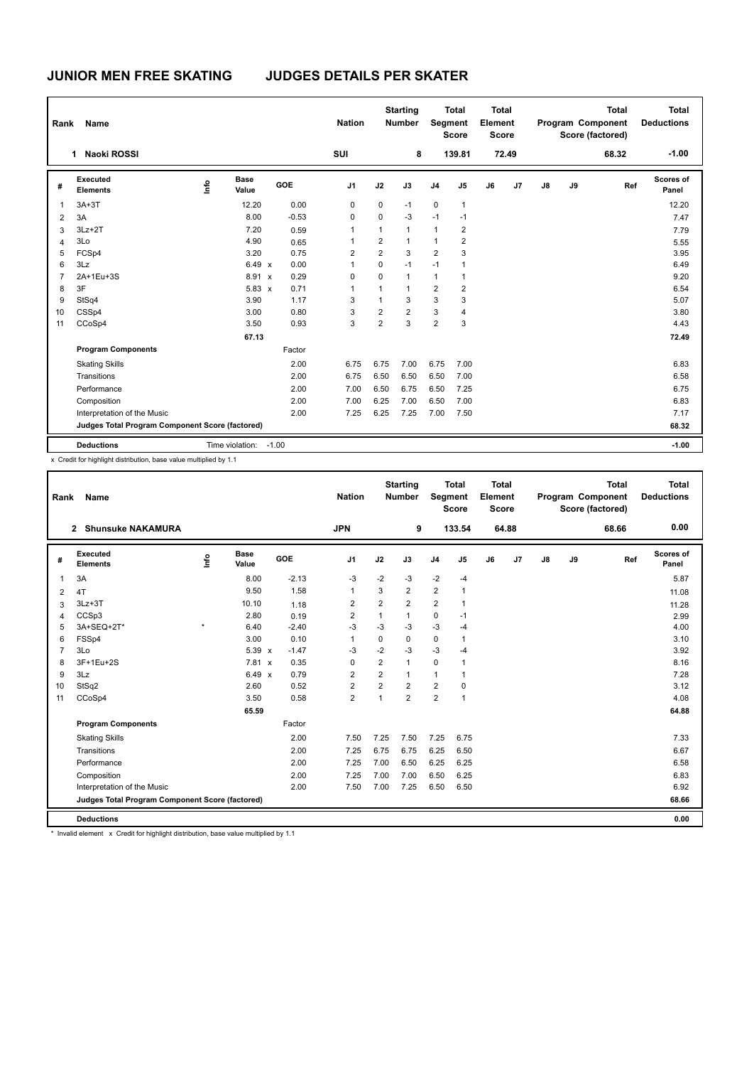# JUNIOR MEN FREE SKATING JUDGES DETAILS PER SKATER

| Rank | Name | Nation | Starting Number | Total Segment Score | Total Element Score | Total Program Component Score (factored) | Total Deductions |
|---|---|---|---|---|---|---|---|
| 1 | Naoki ROSSI | SUI | 8 | 139.81 | 72.49 | 68.32 | -1.00 |

| # | Executed Elements | Info | Base Value | | GOE | J1 | J2 | J3 | J4 | J5 | J6 | J7 | J8 | J9 | Ref | Scores of Panel |
|---|---|---|---|---|---|---|---|---|---|---|---|---|---|---|---|---|
| 1 | 3A+3T | | 12.20 | | 0.00 | 0 | 0 | -1 | 0 | 1 | | | | | | 12.20 |
| 2 | 3A | | 8.00 | | -0.53 | 0 | 0 | -3 | -1 | -1 | | | | | | 7.47 |
| 3 | 3Lz+2T | | 7.20 | | 0.59 | 1 | 1 | 1 | 1 | 2 | | | | | | 7.79 |
| 4 | 3Lo | | 4.90 | | 0.65 | 1 | 2 | 1 | 1 | 2 | | | | | | 5.55 |
| 5 | FCSp4 | | 3.20 | | 0.75 | 2 | 2 | 3 | 2 | 3 | | | | | | 3.95 |
| 6 | 3Lz | | 6.49 | x | 0.00 | 1 | 0 | -1 | -1 | 1 | | | | | | 6.49 |
| 7 | 2A+1Eu+3S | | 8.91 | x | 0.29 | 0 | 0 | 1 | 1 | 1 | | | | | | 9.20 |
| 8 | 3F | | 5.83 | x | 0.71 | 1 | 1 | 1 | 2 | 2 | | | | | | 6.54 |
| 9 | StSq4 | | 3.90 | | 1.17 | 3 | 1 | 3 | 3 | 3 | | | | | | 5.07 |
| 10 | CSSp4 | | 3.00 | | 0.80 | 3 | 2 | 2 | 3 | 4 | | | | | | 3.80 |
| 11 | CCoSp4 | | 3.50 | | 0.93 | 3 | 2 | 3 | 2 | 3 | | | | | | 4.43 |
| | | | 67.13 | | | | | | | | | | | | | 72.49 |
| | **Program Components** | | | | Factor | | | | | | | | | | | |
| | Skating Skills | | | | 2.00 | 6.75 | 6.75 | 7.00 | 6.75 | 7.00 | | | | | | 6.83 |
| | Transitions | | | | 2.00 | 6.75 | 6.50 | 6.50 | 6.50 | 7.00 | | | | | | 6.58 |
| | Performance | | | | 2.00 | 7.00 | 6.50 | 6.75 | 6.50 | 7.25 | | | | | | 6.75 |
| | Composition | | | | 2.00 | 7.00 | 6.25 | 7.00 | 6.50 | 7.00 | | | | | | 6.83 |
| | Interpretation of the Music | | | | 2.00 | 7.25 | 6.25 | 7.25 | 7.00 | 7.50 | | | | | | 7.17 |
| | **Judges Total Program Component Score (factored)** | | | | | | | | | | | | | | | 68.32 |
| | **Deductions** | | Time violation: | | -1.00 | | | | | | | | | | | -1.00 |

x Credit for highlight distribution, base value multiplied by 1.1

| Rank | Name | Nation | Starting Number | Total Segment Score | Total Element Score | Total Program Component Score (factored) | Total Deductions |
|---|---|---|---|---|---|---|---|
| 2 | Shunsuke NAKAMURA | JPN | 9 | 133.54 | 64.88 | 68.66 | 0.00 |

| # | Executed Elements | Info | Base Value | | GOE | J1 | J2 | J3 | J4 | J5 | J6 | J7 | J8 | J9 | Ref | Scores of Panel |
|---|---|---|---|---|---|---|---|---|---|---|---|---|---|---|---|---|
| 1 | 3A | | 8.00 | | -2.13 | -3 | -2 | -3 | -2 | -4 | | | | | | 5.87 |
| 2 | 4T | | 9.50 | | 1.58 | 1 | 3 | 2 | 2 | 1 | | | | | | 11.08 |
| 3 | 3Lz+3T | | 10.10 | | 1.18 | 2 | 2 | 2 | 2 | 1 | | | | | | 11.28 |
| 4 | CCSp3 | | 2.80 | | 0.19 | 2 | 1 | 1 | 0 | -1 | | | | | | 2.99 |
| 5 | 3A+SEQ+2T* | * | 6.40 | | -2.40 | -3 | -3 | -3 | -3 | -4 | | | | | | 4.00 |
| 6 | FSSp4 | | 3.00 | | 0.10 | 1 | 0 | 0 | 0 | 1 | | | | | | 3.10 |
| 7 | 3Lo | | 5.39 | x | -1.47 | -3 | -2 | -3 | -3 | -4 | | | | | | 3.92 |
| 8 | 3F+1Eu+2S | | 7.81 | x | 0.35 | 0 | 2 | 1 | 0 | 1 | | | | | | 8.16 |
| 9 | 3Lz | | 6.49 | x | 0.79 | 2 | 2 | 1 | 1 | 1 | | | | | | 7.28 |
| 10 | StSq2 | | 2.60 | | 0.52 | 2 | 2 | 2 | 2 | 0 | | | | | | 3.12 |
| 11 | CCoSp4 | | 3.50 | | 0.58 | 2 | 1 | 2 | 2 | 1 | | | | | | 4.08 |
| | | | 65.59 | | | | | | | | | | | | | 64.88 |
| | **Program Components** | | | | Factor | | | | | | | | | | | |
| | Skating Skills | | | | 2.00 | 7.50 | 7.25 | 7.50 | 7.25 | 6.75 | | | | | | 7.33 |
| | Transitions | | | | 2.00 | 7.25 | 6.75 | 6.75 | 6.25 | 6.50 | | | | | | 6.67 |
| | Performance | | | | 2.00 | 7.25 | 7.00 | 6.50 | 6.25 | 6.25 | | | | | | 6.58 |
| | Composition | | | | 2.00 | 7.25 | 7.00 | 7.00 | 6.50 | 6.25 | | | | | | 6.83 |
| | Interpretation of the Music | | | | 2.00 | 7.50 | 7.00 | 7.25 | 6.50 | 6.50 | | | | | | 6.92 |
| | **Judges Total Program Component Score (factored)** | | | | | | | | | | | | | | | 68.66 |
| | **Deductions** | | | | | | | | | | | | | | | 0.00 |

\* Invalid element x Credit for highlight distribution, base value multiplied by 1.1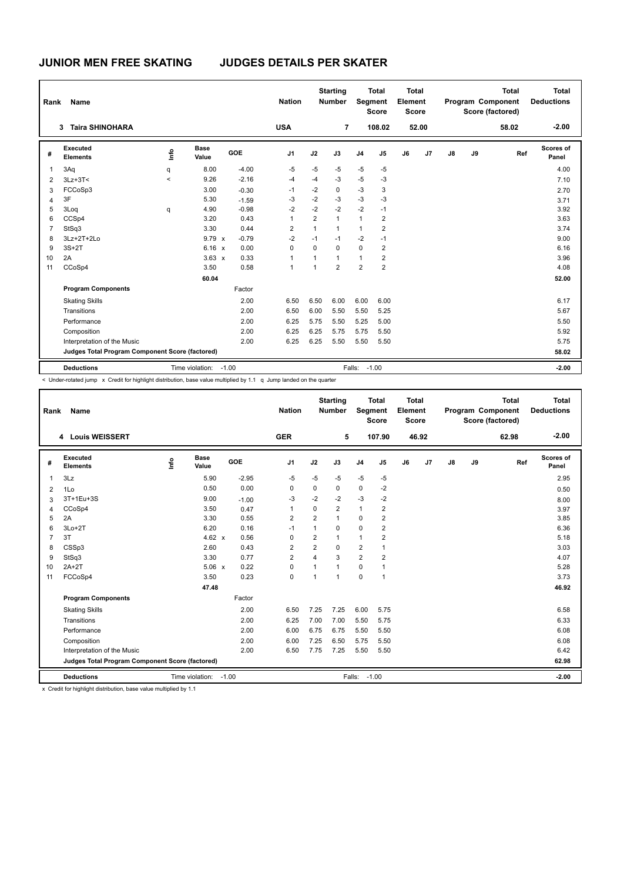# JUNIOR MEN FREE SKATING JUDGES DETAILS PER SKATER

| Rank | Name | Nation | Starting Number | Total Segment Score | Total Element Score | Total Program Component Score (factored) | Total Deductions |
|---|---|---|---|---|---|---|---|
| 3 | Taira SHINOHARA | USA | 7 | 108.02 | 52.00 | 58.02 | -2.00 |

| # | Executed Elements | Info | Base Value | | GOE | J1 | J2 | J3 | J4 | J5 | J6 | J7 | J8 | J9 | Ref | Scores of Panel |
|---|---|---|---|---|---|---|---|---|---|---|---|---|---|---|---|---|
| 1 | 3Aq | q | 8.00 | | -4.00 | -5 | -5 | -5 | -5 | -5 | | | | | | 4.00 |
| 2 | 3Lz+3T< | < | 9.26 | | -2.16 | -4 | -4 | -3 | -5 | -3 | | | | | | 7.10 |
| 3 | FCCoSp3 | | 3.00 | | -0.30 | -1 | -2 | 0 | -3 | 3 | | | | | | 2.70 |
| 4 | 3F | | 5.30 | | -1.59 | -3 | -2 | -3 | -3 | -3 | | | | | | 3.71 |
| 5 | 3Loq | q | 4.90 | | -0.98 | -2 | -2 | -2 | -2 | -1 | | | | | | 3.92 |
| 6 | CCSp4 | | 3.20 | | 0.43 | 1 | 2 | 1 | 1 | 2 | | | | | | 3.63 |
| 7 | StSq3 | | 3.30 | | 0.44 | 2 | 1 | 1 | 1 | 2 | | | | | | 3.74 |
| 8 | 3Lz+2T+2Lo | | 9.79 | x | -0.79 | -2 | -1 | -1 | -2 | -1 | | | | | | 9.00 |
| 9 | 3S+2T | | 6.16 | x | 0.00 | 0 | 0 | 0 | 0 | 2 | | | | | | 6.16 |
| 10 | 2A | | 3.63 | x | 0.33 | 1 | 1 | 1 | 1 | 2 | | | | | | 3.96 |
| 11 | CCoSp4 | | 3.50 | | 0.58 | 1 | 1 | 2 | 2 | 2 | | | | | | 4.08 |
| | | | 60.04 | | | | | | | | | | | | | 52.00 |
| | **Program Components** | | | | Factor | | | | | | | | | | | |
| | Skating Skills | | | | 2.00 | 6.50 | 6.50 | 6.00 | 6.00 | 6.00 | | | | | | 6.17 |
| | Transitions | | | | 2.00 | 6.50 | 6.00 | 5.50 | 5.50 | 5.25 | | | | | | 5.67 |
| | Performance | | | | 2.00 | 6.25 | 5.75 | 5.50 | 5.25 | 5.00 | | | | | | 5.50 |
| | Composition | | | | 2.00 | 6.25 | 6.25 | 5.75 | 5.75 | 5.50 | | | | | | 5.92 |
| | Interpretation of the Music | | | | 2.00 | 6.25 | 6.25 | 5.50 | 5.50 | 5.50 | | | | | | 5.75 |
| | **Judges Total Program Component Score (factored)** | | | | | | | | | | | | | | | 58.02 |
| | **Deductions** | | Time violation: | | -1.00 | | | Falls: | -1.00 | | | | | | | -2.00 |

< Under-rotated jump x Credit for highlight distribution, base value multiplied by 1.1 q Jump landed on the quarter

| Rank | Name | Nation | Starting Number | Total Segment Score | Total Element Score | Total Program Component Score (factored) | Total Deductions |
|---|---|---|---|---|---|---|---|
| 4 | Louis WEISSERT | GER | 5 | 107.90 | 46.92 | 62.98 | -2.00 |

| # | Executed Elements | Info | Base Value | | GOE | J1 | J2 | J3 | J4 | J5 | J6 | J7 | J8 | J9 | Ref | Scores of Panel |
|---|---|---|---|---|---|---|---|---|---|---|---|---|---|---|---|---|
| 1 | 3Lz | | 5.90 | | -2.95 | -5 | -5 | -5 | -5 | -5 | | | | | | 2.95 |
| 2 | 1Lo | | 0.50 | | 0.00 | 0 | 0 | 0 | 0 | -2 | | | | | | 0.50 |
| 3 | 3T+1Eu+3S | | 9.00 | | -1.00 | -3 | -2 | -2 | -3 | -2 | | | | | | 8.00 |
| 4 | CCoSp4 | | 3.50 | | 0.47 | 1 | 0 | 2 | 1 | 2 | | | | | | 3.97 |
| 5 | 2A | | 3.30 | | 0.55 | 2 | 2 | 1 | 0 | 2 | | | | | | 3.85 |
| 6 | 3Lo+2T | | 6.20 | | 0.16 | -1 | 1 | 0 | 0 | 2 | | | | | | 6.36 |
| 7 | 3T | | 4.62 | x | 0.56 | 0 | 2 | 1 | 1 | 2 | | | | | | 5.18 |
| 8 | CSSp3 | | 2.60 | | 0.43 | 2 | 2 | 0 | 2 | 1 | | | | | | 3.03 |
| 9 | StSq3 | | 3.30 | | 0.77 | 2 | 4 | 3 | 2 | 2 | | | | | | 4.07 |
| 10 | 2A+2T | | 5.06 | x | 0.22 | 0 | 1 | 1 | 0 | 1 | | | | | | 5.28 |
| 11 | FCCoSp4 | | 3.50 | | 0.23 | 0 | 1 | 1 | 0 | 1 | | | | | | 3.73 |
| | | | 47.48 | | | | | | | | | | | | | 46.92 |
| | **Program Components** | | | | Factor | | | | | | | | | | | |
| | Skating Skills | | | | 2.00 | 6.50 | 7.25 | 7.25 | 6.00 | 5.75 | | | | | | 6.58 |
| | Transitions | | | | 2.00 | 6.25 | 7.00 | 7.00 | 5.50 | 5.75 | | | | | | 6.33 |
| | Performance | | | | 2.00 | 6.00 | 6.75 | 6.75 | 5.50 | 5.50 | | | | | | 6.08 |
| | Composition | | | | 2.00 | 6.00 | 7.25 | 6.50 | 5.75 | 5.50 | | | | | | 6.08 |
| | Interpretation of the Music | | | | 2.00 | 6.50 | 7.75 | 7.25 | 5.50 | 5.50 | | | | | | 6.42 |
| | **Judges Total Program Component Score (factored)** | | | | | | | | | | | | | | | 62.98 |
| | **Deductions** | | Time violation: | | -1.00 | | | Falls: | -1.00 | | | | | | | -2.00 |

x Credit for highlight distribution, base value multiplied by 1.1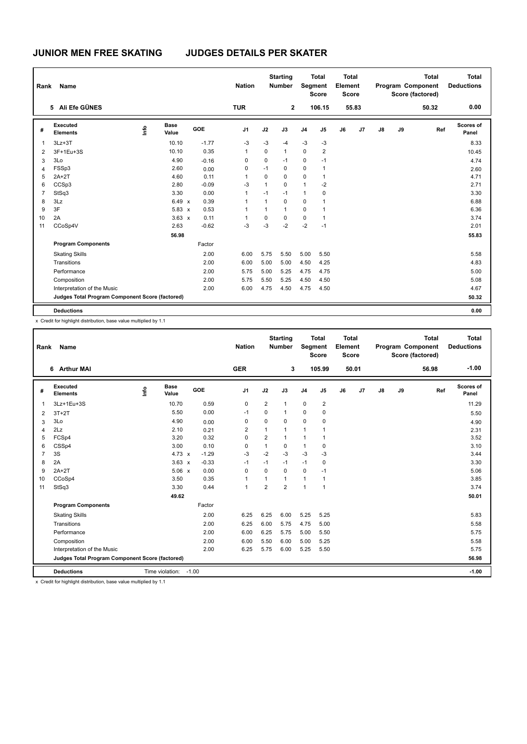# JUNIOR MEN FREE SKATING JUDGES DETAILS PER SKATER

| Rank | Name | Nation | Starting Number | Total Segment Score | Total Element Score | Total Program Component Score (factored) | Total Deductions |
|---|---|---|---|---|---|---|---|
| 5 | Ali Efe GÜNES | TUR | 2 | 106.15 | 55.83 | 50.32 | 0.00 |

| # | Executed Elements | Info | Base Value | GOE | J1 | J2 | J3 | J4 | J5 | J6 | J7 | J8 | J9 | Ref | Scores of Panel |
|---|---|---|---|---|---|---|---|---|---|---|---|---|---|---|---|
| 1 | 3Lz+3T | | 10.10 | -1.77 | -3 | -3 | -4 | -3 | -3 | | | | | | 8.33 |
| 2 | 3F+1Eu+3S | | 10.10 | 0.35 | 1 | 0 | 1 | 0 | 2 | | | | | | 10.45 |
| 3 | 3Lo | | 4.90 | -0.16 | 0 | 0 | -1 | 0 | -1 | | | | | | 4.74 |
| 4 | FSSp3 | | 2.60 | 0.00 | 0 | -1 | 0 | 0 | 1 | | | | | | 2.60 |
| 5 | 2A+2T | | 4.60 | 0.11 | 1 | 0 | 0 | 0 | 1 | | | | | | 4.71 |
| 6 | CCSp3 | | 2.80 | -0.09 | -3 | 1 | 0 | 1 | -2 | | | | | | 2.71 |
| 7 | StSq3 | | 3.30 | 0.00 | 1 | -1 | -1 | 1 | 0 | | | | | | 3.30 |
| 8 | 3Lz | | 6.49 x | 0.39 | 1 | 1 | 0 | 0 | 1 | | | | | | 6.88 |
| 9 | 3F | | 5.83 x | 0.53 | 1 | 1 | 1 | 0 | 1 | | | | | | 6.36 |
| 10 | 2A | | 3.63 x | 0.11 | 1 | 0 | 0 | 0 | 1 | | | | | | 3.74 |
| 11 | CCoSp4V | | 2.63 | -0.62 | -3 | -3 | -2 | -2 | -1 | | | | | | 2.01 |
| | | | 56.98 | | | | | | | | | | | | 55.83 |
| | **Program Components** | | | Factor | | | | | | | | | | | |
| | Skating Skills | | | 2.00 | 6.00 | 5.75 | 5.50 | 5.00 | 5.50 | | | | | | 5.58 |
| | Transitions | | | 2.00 | 6.00 | 5.00 | 5.00 | 4.50 | 4.25 | | | | | | 4.83 |
| | Performance | | | 2.00 | 5.75 | 5.00 | 5.25 | 4.75 | 4.75 | | | | | | 5.00 |
| | Composition | | | 2.00 | 5.75 | 5.50 | 5.25 | 4.50 | 4.50 | | | | | | 5.08 |
| | Interpretation of the Music | | | 2.00 | 6.00 | 4.75 | 4.50 | 4.75 | 4.50 | | | | | | 4.67 |
| | **Judges Total Program Component Score (factored)** | | | | | | | | | | | | | | 50.32 |
| | **Deductions** | | | | | | | | | | | | | | 0.00 |

x Credit for highlight distribution, base value multiplied by 1.1

| Rank | Name | Nation | Starting Number | Total Segment Score | Total Element Score | Total Program Component Score (factored) | Total Deductions |
|---|---|---|---|---|---|---|---|
| 6 | Arthur MAI | GER | 3 | 105.99 | 50.01 | 56.98 | -1.00 |

| # | Executed Elements | Info | Base Value | GOE | J1 | J2 | J3 | J4 | J5 | J6 | J7 | J8 | J9 | Ref | Scores of Panel |
|---|---|---|---|---|---|---|---|---|---|---|---|---|---|---|---|
| 1 | 3Lz+1Eu+3S | | 10.70 | 0.59 | 0 | 2 | 1 | 0 | 2 | | | | | | 11.29 |
| 2 | 3T+2T | | 5.50 | 0.00 | -1 | 0 | 1 | 0 | 0 | | | | | | 5.50 |
| 3 | 3Lo | | 4.90 | 0.00 | 0 | 0 | 0 | 0 | 0 | | | | | | 4.90 |
| 4 | 2Lz | | 2.10 | 0.21 | 2 | 1 | 1 | 1 | 1 | | | | | | 2.31 |
| 5 | FCSp4 | | 3.20 | 0.32 | 0 | 2 | 1 | 1 | 1 | | | | | | 3.52 |
| 6 | CSSp4 | | 3.00 | 0.10 | 0 | 1 | 0 | 1 | 0 | | | | | | 3.10 |
| 7 | 3S | | 4.73 x | -1.29 | -3 | -2 | -3 | -3 | -3 | | | | | | 3.44 |
| 8 | 2A | | 3.63 x | -0.33 | -1 | -1 | -1 | -1 | 0 | | | | | | 3.30 |
| 9 | 2A+2T | | 5.06 x | 0.00 | 0 | 0 | 0 | 0 | -1 | | | | | | 5.06 |
| 10 | CCoSp4 | | 3.50 | 0.35 | 1 | 1 | 1 | 1 | 1 | | | | | | 3.85 |
| 11 | StSq3 | | 3.30 | 0.44 | 1 | 2 | 2 | 1 | 1 | | | | | | 3.74 |
| | | | 49.62 | | | | | | | | | | | | 50.01 |
| | **Program Components** | | | Factor | | | | | | | | | | | |
| | Skating Skills | | | 2.00 | 6.25 | 6.25 | 6.00 | 5.25 | 5.25 | | | | | | 5.83 |
| | Transitions | | | 2.00 | 6.25 | 6.00 | 5.75 | 4.75 | 5.00 | | | | | | 5.58 |
| | Performance | | | 2.00 | 6.00 | 6.25 | 5.75 | 5.00 | 5.50 | | | | | | 5.75 |
| | Composition | | | 2.00 | 6.00 | 5.50 | 6.00 | 5.00 | 5.25 | | | | | | 5.58 |
| | Interpretation of the Music | | | 2.00 | 6.25 | 5.75 | 6.00 | 5.25 | 5.50 | | | | | | 5.75 |
| | **Judges Total Program Component Score (factored)** | | | | | | | | | | | | | | 56.98 |
| | **Deductions** | Time violation: -1.00 | | | | | | | | | | | | | -1.00 |

x Credit for highlight distribution, base value multiplied by 1.1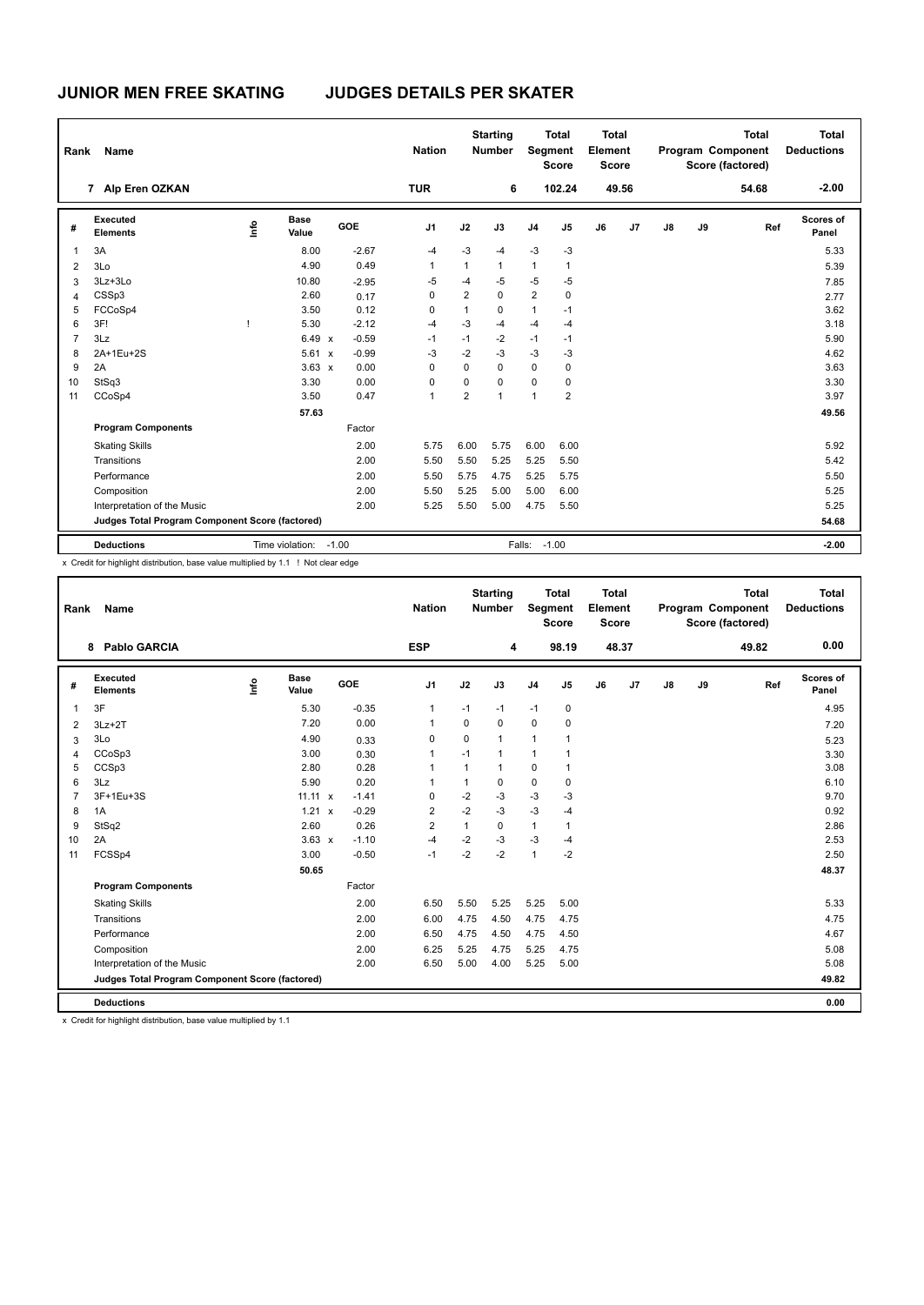# JUNIOR MEN FREE SKATING JUDGES DETAILS PER SKATER

| Rank | Name | Nation | Starting Number | Total Segment Score | Total Element Score | Total Program Component Score (factored) | Total Deductions |
|---|---|---|---|---|---|---|---|
| 7 | Alp Eren OZKAN | TUR | 6 | 102.24 | 49.56 | 54.68 | -2.00 |

| # | Executed Elements | Info | Base Value | | GOE | J1 | J2 | J3 | J4 | J5 | J6 | J7 | J8 | J9 | Ref | Scores of Panel |
|---|---|---|---|---|---|---|---|---|---|---|---|---|---|---|---|---|
| 1 | 3A | | 8.00 | | -2.67 | -4 | -3 | -4 | -3 | -3 | | | | | | 5.33 |
| 2 | 3Lo | | 4.90 | | 0.49 | 1 | 1 | 1 | 1 | 1 | | | | | | 5.39 |
| 3 | 3Lz+3Lo | | 10.80 | | -2.95 | -5 | -4 | -5 | -5 | -5 | | | | | | 7.85 |
| 4 | CSSp3 | | 2.60 | | 0.17 | 0 | 2 | 0 | 2 | 0 | | | | | | 2.77 |
| 5 | FCCoSp4 | | 3.50 | | 0.12 | 0 | 1 | 0 | 1 | -1 | | | | | | 3.62 |
| 6 | 3F! | ! | 5.30 | | -2.12 | -4 | -3 | -4 | -4 | -4 | | | | | | 3.18 |
| 7 | 3Lz | | 6.49 | x | -0.59 | -1 | -1 | -2 | -1 | -1 | | | | | | 5.90 |
| 8 | 2A+1Eu+2S | | 5.61 | x | -0.99 | -3 | -2 | -3 | -3 | -3 | | | | | | 4.62 |
| 9 | 2A | | 3.63 | x | 0.00 | 0 | 0 | 0 | 0 | 0 | | | | | | 3.63 |
| 10 | StSq3 | | 3.30 | | 0.00 | 0 | 0 | 0 | 0 | 0 | | | | | | 3.30 |
| 11 | CCoSp4 | | 3.50 | | 0.47 | 1 | 2 | 1 | 1 | 2 | | | | | | 3.97 |
| | | | 57.63 | | | | | | | | | | | | | 49.56 |
| | **Program Components** | | | | Factor | | | | | | | | | | | |
| | Skating Skills | | | | 2.00 | 5.75 | 6.00 | 5.75 | 6.00 | 6.00 | | | | | | 5.92 |
| | Transitions | | | | 2.00 | 5.50 | 5.50 | 5.25 | 5.25 | 5.50 | | | | | | 5.42 |
| | Performance | | | | 2.00 | 5.50 | 5.75 | 4.75 | 5.25 | 5.75 | | | | | | 5.50 |
| | Composition | | | | 2.00 | 5.50 | 5.25 | 5.00 | 5.00 | 6.00 | | | | | | 5.25 |
| | Interpretation of the Music | | | | 2.00 | 5.25 | 5.50 | 5.00 | 4.75 | 5.50 | | | | | | 5.25 |
| | Judges Total Program Component Score (factored) | | | | | | | | | | | | | | | 54.68 |
| | **Deductions** | | Time violation: -1.00 | | | | | Falls: | -1.00 | | | | | | | -2.00 |

x Credit for highlight distribution, base value multiplied by 1.1 ! Not clear edge

| Rank | Name | Nation | Starting Number | Total Segment Score | Total Element Score | Total Program Component Score (factored) | Total Deductions |
|---|---|---|---|---|---|---|---|
| 8 | Pablo GARCIA | ESP | 4 | 98.19 | 48.37 | 49.82 | 0.00 |

| # | Executed Elements | Info | Base Value | | GOE | J1 | J2 | J3 | J4 | J5 | J6 | J7 | J8 | J9 | Ref | Scores of Panel |
|---|---|---|---|---|---|---|---|---|---|---|---|---|---|---|---|---|
| 1 | 3F | | 5.30 | | -0.35 | 1 | -1 | -1 | -1 | 0 | | | | | | 4.95 |
| 2 | 3Lz+2T | | 7.20 | | 0.00 | 1 | 0 | 0 | 0 | 0 | | | | | | 7.20 |
| 3 | 3Lo | | 4.90 | | 0.33 | 0 | 0 | 1 | 1 | 1 | | | | | | 5.23 |
| 4 | CCoSp3 | | 3.00 | | 0.30 | 1 | -1 | 1 | 1 | 1 | | | | | | 3.30 |
| 5 | CCSp3 | | 2.80 | | 0.28 | 1 | 1 | 1 | 0 | 1 | | | | | | 3.08 |
| 6 | 3Lz | | 5.90 | | 0.20 | 1 | 1 | 0 | 0 | 0 | | | | | | 6.10 |
| 7 | 3F+1Eu+3S | | 11.11 | x | -1.41 | 0 | -2 | -3 | -3 | -3 | | | | | | 9.70 |
| 8 | 1A | | 1.21 | x | -0.29 | 2 | -2 | -3 | -3 | -4 | | | | | | 0.92 |
| 9 | StSq2 | | 2.60 | | 0.26 | 2 | 1 | 0 | 1 | 1 | | | | | | 2.86 |
| 10 | 2A | | 3.63 | x | -1.10 | -4 | -2 | -3 | -3 | -4 | | | | | | 2.53 |
| 11 | FCSSp4 | | 3.00 | | -0.50 | -1 | -2 | -2 | 1 | -2 | | | | | | 2.50 |
| | | | 50.65 | | | | | | | | | | | | | 48.37 |
| | **Program Components** | | | | Factor | | | | | | | | | | | |
| | Skating Skills | | | | 2.00 | 6.50 | 5.50 | 5.25 | 5.25 | 5.00 | | | | | | 5.33 |
| | Transitions | | | | 2.00 | 6.00 | 4.75 | 4.50 | 4.75 | 4.75 | | | | | | 4.75 |
| | Performance | | | | 2.00 | 6.50 | 4.75 | 4.50 | 4.75 | 4.50 | | | | | | 4.67 |
| | Composition | | | | 2.00 | 6.25 | 5.25 | 4.75 | 5.25 | 4.75 | | | | | | 5.08 |
| | Interpretation of the Music | | | | 2.00 | 6.50 | 5.00 | 4.00 | 5.25 | 5.00 | | | | | | 5.08 |
| | Judges Total Program Component Score (factored) | | | | | | | | | | | | | | | 49.82 |
| | **Deductions** | | | | | | | | | | | | | | | 0.00 |

x Credit for highlight distribution, base value multiplied by 1.1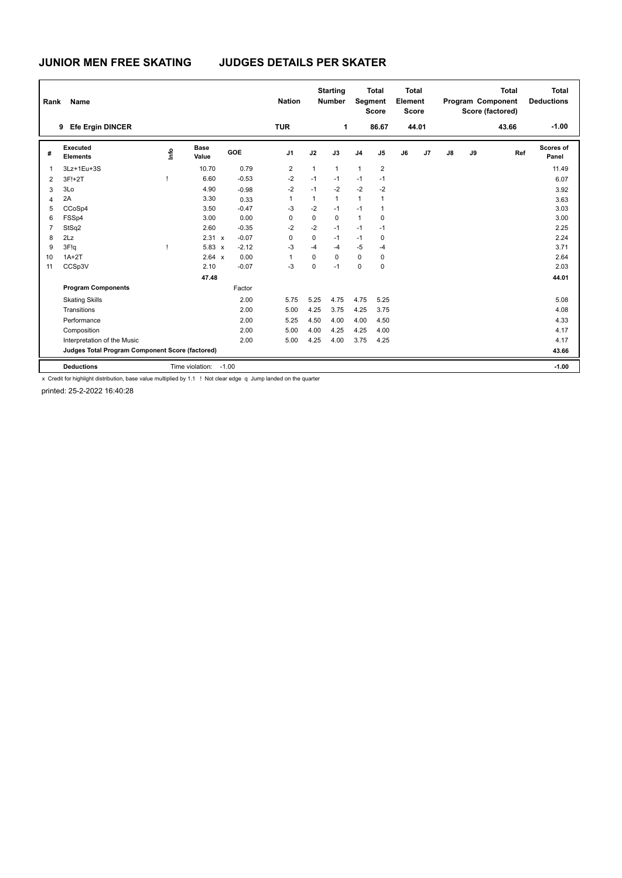## JUNIOR MEN FREE SKATING JUDGES DETAILS PER SKATER

| Rank | Name | | | Nation | Starting Number | Total Segment Score | Total Element Score | Total Program Component Score (factored) | Total Deductions |
|---|---|---|---|---|---|---|---|---|---|
| 9 | Efe Ergin DINCER | | | TUR | 1 | 86.67 | 44.01 | 43.66 | -1.00 |

| # | Executed Elements | Info | Base Value | | GOE | J1 | J2 | J3 | J4 | J5 | J6 | J7 | J8 | J9 | Ref | Scores of Panel |
|---|---|---|---|---|---|---|---|---|---|---|---|---|---|---|---|---|
| 1 | 3Lz+1Eu+3S | | 10.70 | | 0.79 | 2 | 1 | 1 | 1 | 2 | | | | | | 11.49 |
| 2 | 3F!+2T | ! | 6.60 | | -0.53 | -2 | -1 | -1 | -1 | -1 | | | | | | 6.07 |
| 3 | 3Lo | | 4.90 | | -0.98 | -2 | -1 | -2 | -2 | -2 | | | | | | 3.92 |
| 4 | 2A | | 3.30 | | 0.33 | 1 | 1 | 1 | 1 | 1 | | | | | | 3.63 |
| 5 | CCoSp4 | | 3.50 | | -0.47 | -3 | -2 | -1 | -1 | 1 | | | | | | 3.03 |
| 6 | FSSp4 | | 3.00 | | 0.00 | 0 | 0 | 0 | 1 | 0 | | | | | | 3.00 |
| 7 | StSq2 | | 2.60 | | -0.35 | -2 | -2 | -1 | -1 | -1 | | | | | | 2.25 |
| 8 | 2Lz | | 2.31 | x | -0.07 | 0 | 0 | -1 | -1 | 0 | | | | | | 2.24 |
| 9 | 3F!q | ! | 5.83 | x | -2.12 | -3 | -4 | -4 | -5 | -4 | | | | | | 3.71 |
| 10 | 1A+2T | | 2.64 | x | 0.00 | 1 | 0 | 0 | 0 | 0 | | | | | | 2.64 |
| 11 | CCSp3V | | 2.10 | | -0.07 | -3 | 0 | -1 | 0 | 0 | | | | | | 2.03 |
| | | | 47.48 | | | | | | | | | | | | | 44.01 |
| | **Program Components** | | | | Factor | | | | | | | | | | | |
| | Skating Skills | | | | 2.00 | 5.75 | 5.25 | 4.75 | 4.75 | 5.25 | | | | | | 5.08 |
| | Transitions | | | | 2.00 | 5.00 | 4.25 | 3.75 | 4.25 | 3.75 | | | | | | 4.08 |
| | Performance | | | | 2.00 | 5.25 | 4.50 | 4.00 | 4.00 | 4.50 | | | | | | 4.33 |
| | Composition | | | | 2.00 | 5.00 | 4.00 | 4.25 | 4.25 | 4.00 | | | | | | 4.17 |
| | Interpretation of the Music | | | | 2.00 | 5.00 | 4.25 | 4.00 | 3.75 | 4.25 | | | | | | 4.17 |
| | **Judges Total Program Component Score (factored)** | | | | | | | | | | | | | | | 43.66 |
| | **Deductions** | | Time violation: | | -1.00 | | | | | | | | | | | -1.00 |

x Credit for highlight distribution, base value multiplied by 1.1 ! Not clear edge q Jump landed on the quarter

printed: 25-2-2022 16:40:28